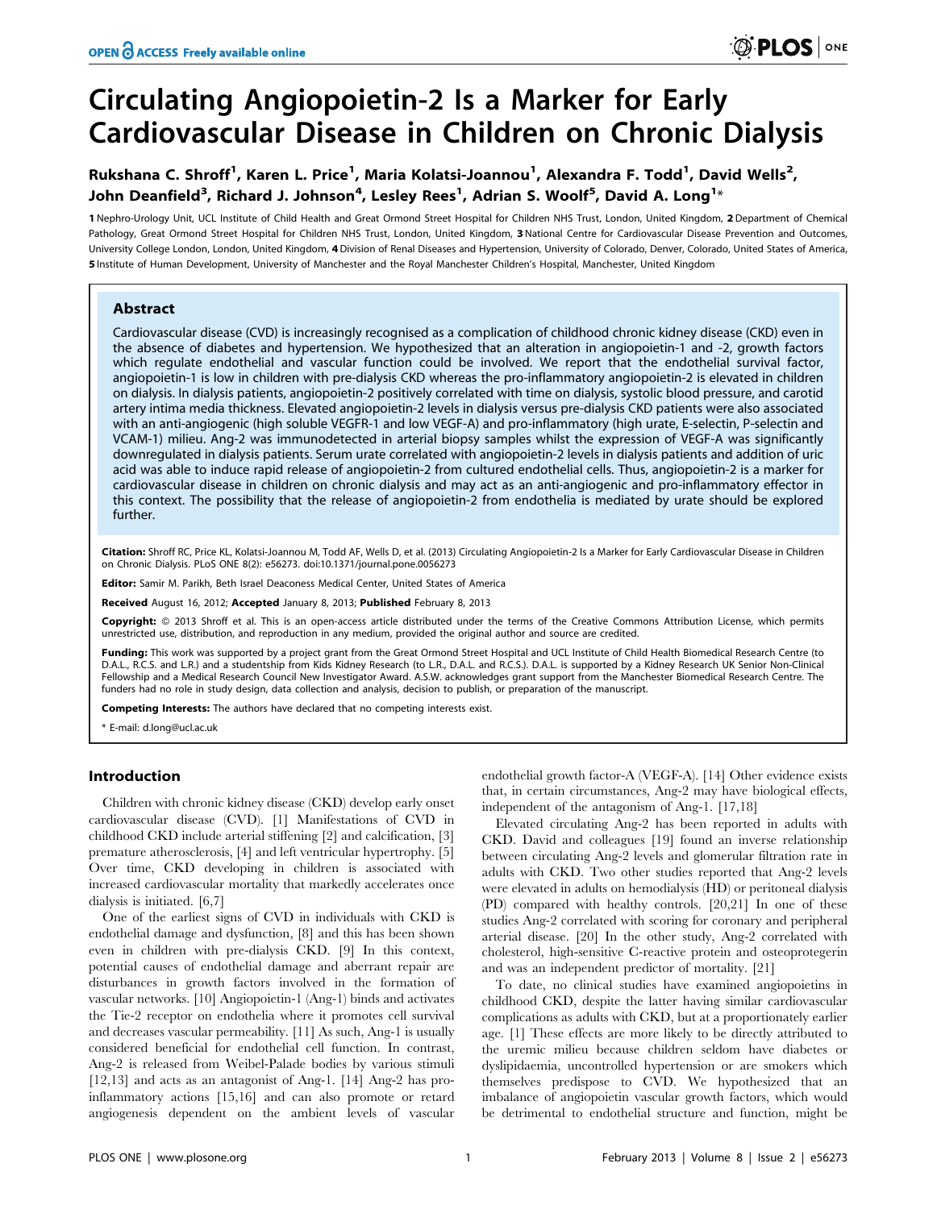# Circulating Angiopoietin-2 Is a Marker for Early Cardiovascular Disease in Children on Chronic Dialysis

**Rukshana C. Shroff[1], Karen L. Price[1], Maria Kolatsi-Joannou[1], Alexandra F. Todd[1], David Wells[2], John Deanfield[3], Richard J. Johnson[4], Lesley Rees[1], Adrian S. Woolf[5], David A. Long[1]***

**1** Nephro-Urology Unit, UCL Institute of Child Health and Great Ormond Street Hospital for Children NHS Trust, London, United Kingdom, **2** Department of Chemical Pathology, Great Ormond Street Hospital for Children NHS Trust, London, United Kingdom, **3** National Centre for Cardiovascular Disease Prevention and Outcomes, University College London, London, United Kingdom, **4** Division of Renal Diseases and Hypertension, University of Colorado, Denver, Colorado, United States of America, **5** Institute of Human Development, University of Manchester and the Royal Manchester Children's Hospital, Manchester, United Kingdom

## Abstract

Cardiovascular disease (CVD) is increasingly recognised as a complication of childhood chronic kidney disease (CKD) even in the absence of diabetes and hypertension. We hypothesized that an alteration in angiopoietin-1 and -2, growth factors which regulate endothelial and vascular function could be involved. We report that the endothelial survival factor, angiopoietin-1 is low in children with pre-dialysis CKD whereas the pro-inflammatory angiopoietin-2 is elevated in children on dialysis. In dialysis patients, angiopoietin-2 positively correlated with time on dialysis, systolic blood pressure, and carotid artery intima media thickness. Elevated angiopoietin-2 levels in dialysis versus pre-dialysis CKD patients were also associated with an anti-angiogenic (high soluble VEGFR-1 and low VEGF-A) and pro-inflammatory (high urate, E-selectin, P-selectin and VCAM-1) milieu. Ang-2 was immunodetected in arterial biopsy samples whilst the expression of VEGF-A was significantly downregulated in dialysis patients. Serum urate correlated with angiopoietin-2 levels in dialysis patients and addition of uric acid was able to induce rapid release of angiopoietin-2 from cultured endothelial cells. Thus, angiopoietin-2 is a marker for cardiovascular disease in children on chronic dialysis and may act as an anti-angiogenic and pro-inflammatory effector in this context. The possibility that the release of angiopoietin-2 from endothelia is mediated by urate should be explored further.

**Citation:** Shroff RC, Price KL, Kolatsi-Joannou M, Todd AF, Wells D, et al. (2013) Circulating Angiopoietin-2 Is a Marker for Early Cardiovascular Disease in Children on Chronic Dialysis. PLoS ONE 8(2): e56273. doi:10.1371/journal.pone.0056273

**Editor:** Samir M. Parikh, Beth Israel Deaconess Medical Center, United States of America

**Received** August 16, 2012; **Accepted** January 8, 2013; **Published** February 8, 2013

**Copyright:** © 2013 Shroff et al. This is an open-access article distributed under the terms of the Creative Commons Attribution License, which permits unrestricted use, distribution, and reproduction in any medium, provided the original author and source are credited.

**Funding:** This work was supported by a project grant from the Great Ormond Street Hospital and UCL Institute of Child Health Biomedical Research Centre (to D.A.L., R.C.S. and L.R.) and a studentship from Kids Kidney Research (to L.R., D.A.L. and R.C.S.). D.A.L. is supported by a Kidney Research UK Senior Non-Clinical Fellowship and a Medical Research Council New Investigator Award. A.S.W. acknowledges grant support from the Manchester Biomedical Research Centre. The funders had no role in study design, data collection and analysis, decision to publish, or preparation of the manuscript.

**Competing Interests:** The authors have declared that no competing interests exist.

\* E-mail: d.long@ucl.ac.uk

## Introduction

Children with chronic kidney disease (CKD) develop early onset cardiovascular disease (CVD). [1] Manifestations of CVD in childhood CKD include arterial stiffening [2] and calcification, [3] premature atherosclerosis, [4] and left ventricular hypertrophy. [5] Over time, CKD developing in children is associated with increased cardiovascular mortality that markedly accelerates once dialysis is initiated. [6,7]

One of the earliest signs of CVD in individuals with CKD is endothelial damage and dysfunction, [8] and this has been shown even in children with pre-dialysis CKD. [9] In this context, potential causes of endothelial damage and aberrant repair are disturbances in growth factors involved in the formation of vascular networks. [10] Angiopoietin-1 (Ang-1) binds and activates the Tie-2 receptor on endothelia where it promotes cell survival and decreases vascular permeability. [11] As such, Ang-1 is usually considered beneficial for endothelial cell function. In contrast, Ang-2 is released from Weibel-Palade bodies by various stimuli [12,13] and acts as an antagonist of Ang-1. [14] Ang-2 has pro-inflammatory actions [15,16] and can also promote or retard angiogenesis dependent on the ambient levels of vascular endothelial growth factor-A (VEGF-A). [14] Other evidence exists that, in certain circumstances, Ang-2 may have biological effects, independent of the antagonism of Ang-1. [17,18]

Elevated circulating Ang-2 has been reported in adults with CKD. David and colleagues [19] found an inverse relationship between circulating Ang-2 levels and glomerular filtration rate in adults with CKD. Two other studies reported that Ang-2 levels were elevated in adults on hemodialysis (HD) or peritoneal dialysis (PD) compared with healthy controls. [20,21] In one of these studies Ang-2 correlated with scoring for coronary and peripheral arterial disease. [20] In the other study, Ang-2 correlated with cholesterol, high-sensitive C-reactive protein and osteoprotegerin and was an independent predictor of mortality. [21]

To date, no clinical studies have examined angiopoietins in childhood CKD, despite the latter having similar cardiovascular complications as adults with CKD, but at a proportionately earlier age. [1] These effects are more likely to be directly attributed to the uremic milieu because children seldom have diabetes or dyslipidaemia, uncontrolled hypertension or are smokers which themselves predispose to CVD. We hypothesized that an imbalance of angiopoietin vascular growth factors, which would be detrimental to endothelial structure and function, might be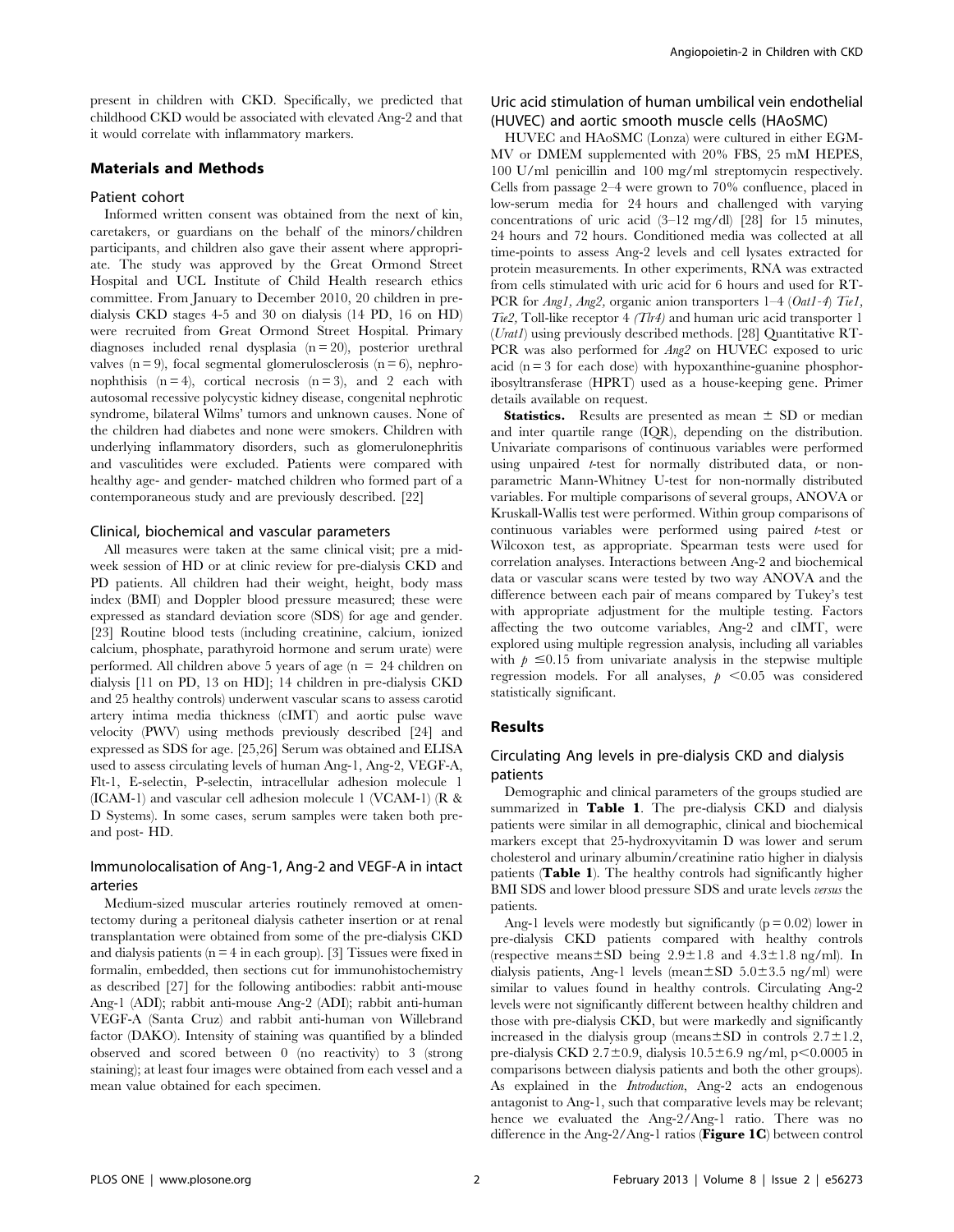present in children with CKD. Specifically, we predicted that childhood CKD would be associated with elevated Ang-2 and that it would correlate with inflammatory markers.

## Materials and Methods

### Patient cohort

Informed written consent was obtained from the next of kin, caretakers, or guardians on the behalf of the minors/children participants, and children also gave their assent where appropriate. The study was approved by the Great Ormond Street Hospital and UCL Institute of Child Health research ethics committee. From January to December 2010, 20 children in pre-dialysis CKD stages 4-5 and 30 on dialysis (14 PD, 16 on HD) were recruited from Great Ormond Street Hospital. Primary diagnoses included renal dysplasia (n = 20), posterior urethral valves (n = 9), focal segmental glomerulosclerosis (n = 6), nephronophthisis (n = 4), cortical necrosis (n = 3), and 2 each with autosomal recessive polycystic kidney disease, congenital nephrotic syndrome, bilateral Wilms' tumors and unknown causes. None of the children had diabetes and none were smokers. Children with underlying inflammatory disorders, such as glomerulonephritis and vasculitides were excluded. Patients were compared with healthy age- and gender- matched children who formed part of a contemporaneous study and are previously described. [22]

### Clinical, biochemical and vascular parameters

All measures were taken at the same clinical visit; pre a mid-week session of HD or at clinic review for pre-dialysis CKD and PD patients. All children had their weight, height, body mass index (BMI) and Doppler blood pressure measured; these were expressed as standard deviation score (SDS) for age and gender. [23] Routine blood tests (including creatinine, calcium, ionized calcium, phosphate, parathyroid hormone and serum urate) were performed. All children above 5 years of age (n = 24 children on dialysis [11 on PD, 13 on HD]; 14 children in pre-dialysis CKD and 25 healthy controls) underwent vascular scans to assess carotid artery intima media thickness (cIMT) and aortic pulse wave velocity (PWV) using methods previously described [24] and expressed as SDS for age. [25,26] Serum was obtained and ELISA used to assess circulating levels of human Ang-1, Ang-2, VEGF-A, Flt-1, E-selectin, P-selectin, intracellular adhesion molecule 1 (ICAM-1) and vascular cell adhesion molecule 1 (VCAM-1) (R & D Systems). In some cases, serum samples were taken both pre- and post- HD.

### Immunolocalisation of Ang-1, Ang-2 and VEGF-A in intact arteries

Medium-sized muscular arteries routinely removed at omentectomy during a peritoneal dialysis catheter insertion or at renal transplantation were obtained from some of the pre-dialysis CKD and dialysis patients (n = 4 in each group). [3] Tissues were fixed in formalin, embedded, then sections cut for immunohistochemistry as described [27] for the following antibodies: rabbit anti-mouse Ang-1 (ADI); rabbit anti-mouse Ang-2 (ADI); rabbit anti-human VEGF-A (Santa Cruz) and rabbit anti-human von Willebrand factor (DAKO). Intensity of staining was quantified by a blinded observed and scored between 0 (no reactivity) to 3 (strong staining); at least four images were obtained from each vessel and a mean value obtained for each specimen.

### Uric acid stimulation of human umbilical vein endothelial (HUVEC) and aortic smooth muscle cells (HAoSMC)

HUVEC and HAoSMC (Lonza) were cultured in either EGM-MV or DMEM supplemented with 20% FBS, 25 mM HEPES, 100 U/ml penicillin and 100 mg/ml streptomycin respectively. Cells from passage 2–4 were grown to 70% confluence, placed in low-serum media for 24 hours and challenged with varying concentrations of uric acid (3–12 mg/dl) [28] for 15 minutes, 24 hours and 72 hours. Conditioned media was collected at all time-points to assess Ang-2 levels and cell lysates extracted for protein measurements. In other experiments, RNA was extracted from cells stimulated with uric acid for 6 hours and used for RT-PCR for *Ang1, Ang2,* organic anion transporters 1–4 (*Oat1-4*) *Tie1, Tie2,* Toll-like receptor 4 *(Tlr4)* and human uric acid transporter 1 (*Urat1*) using previously described methods. [28] Quantitative RT-PCR was also performed for *Ang2* on HUVEC exposed to uric acid (n = 3 for each dose) with hypoxanthine-guanine phosphoribosyltransferase (HPRT) used as a house-keeping gene. Primer details available on request.

**Statistics.** Results are presented as mean ± SD or median and inter quartile range (IQR), depending on the distribution. Univariate comparisons of continuous variables were performed using unpaired *t*-test for normally distributed data, or non-parametric Mann-Whitney U-test for non-normally distributed variables. For multiple comparisons of several groups, ANOVA or Kruskall-Wallis test were performed. Within group comparisons of continuous variables were performed using paired *t*-test or Wilcoxon test, as appropriate. Spearman tests were used for correlation analyses. Interactions between Ang-2 and biochemical data or vascular scans were tested by two way ANOVA and the difference between each pair of means compared by Tukey's test with appropriate adjustment for the multiple testing. Factors affecting the two outcome variables, Ang-2 and cIMT, were explored using multiple regression analysis, including all variables with $p \leq 0.15$ from univariate analysis in the stepwise multiple regression models. For all analyses, $p < 0.05$ was considered statistically significant.

## Results

### Circulating Ang levels in pre-dialysis CKD and dialysis patients

Demographic and clinical parameters of the groups studied are summarized in **Table 1**. The pre-dialysis CKD and dialysis patients were similar in all demographic, clinical and biochemical markers except that 25-hydroxyvitamin D was lower and serum cholesterol and urinary albumin/creatinine ratio higher in dialysis patients (**Table 1**). The healthy controls had significantly higher BMI SDS and lower blood pressure SDS and urate levels *versus* the patients.

Ang-1 levels were modestly but significantly (p = 0.02) lower in pre-dialysis CKD patients compared with healthy controls (respective means±SD being 2.9±1.8 and 4.3±1.8 ng/ml). In dialysis patients, Ang-1 levels (mean±SD 5.0±3.5 ng/ml) were similar to values found in healthy controls. Circulating Ang-2 levels were not significantly different between healthy children and those with pre-dialysis CKD, but were markedly and significantly increased in the dialysis group (means±SD in controls 2.7±1.2, pre-dialysis CKD 2.7±0.9, dialysis 10.5±6.9 ng/ml, $p < 0.0005$ in comparisons between dialysis patients and both the other groups). As explained in the *Introduction*, Ang-2 acts an endogenous antagonist to Ang-1, such that comparative levels may be relevant; hence we evaluated the Ang-2/Ang-1 ratio. There was no difference in the Ang-2/Ang-1 ratios (**Figure 1C**) between control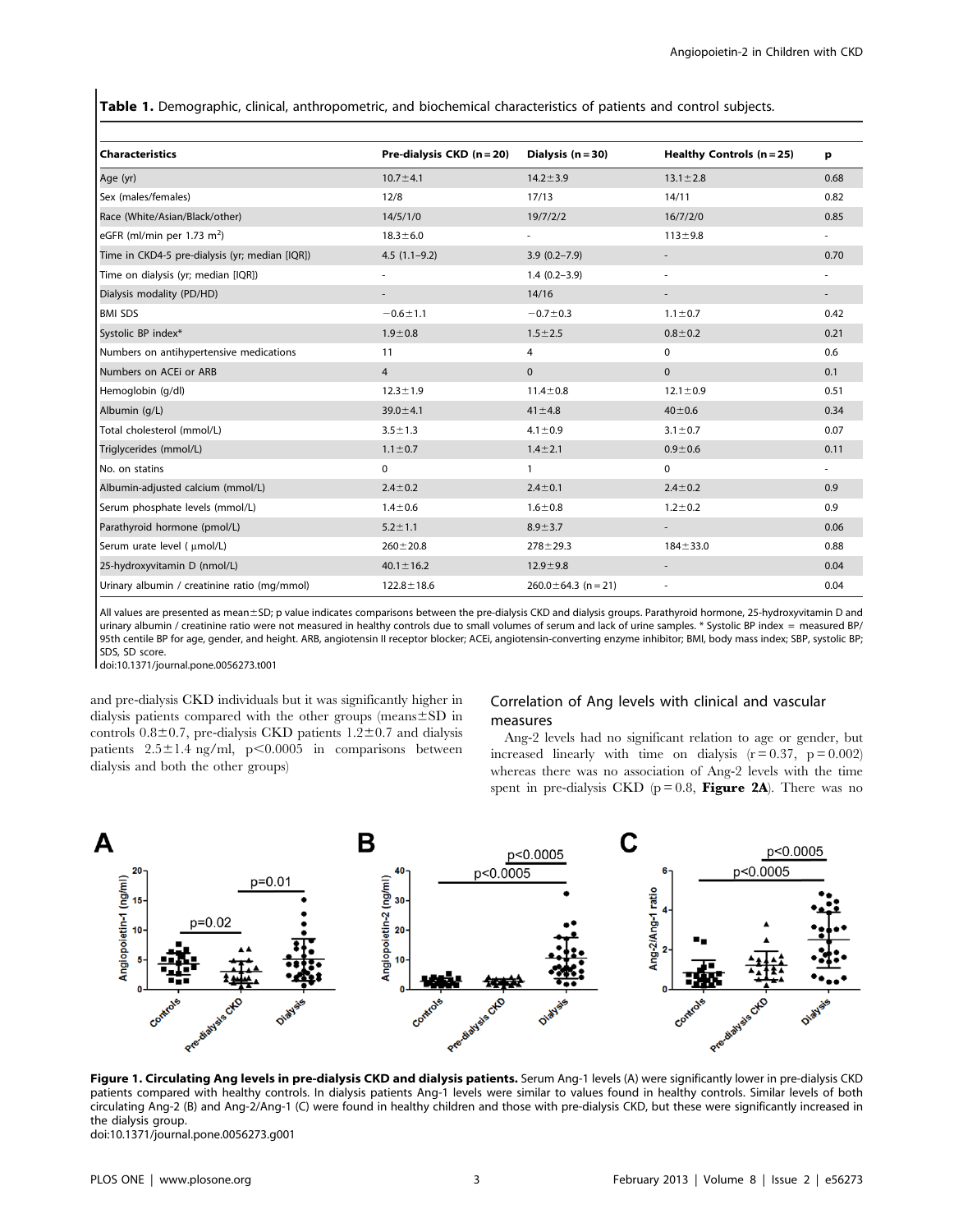**Table 1.** Demographic, clinical, anthropometric, and biochemical characteristics of patients and control subjects.

| Characteristics | Pre-dialysis CKD (n = 20) | Dialysis (n = 30) | Healthy Controls (n = 25) | p |
|---|---|---|---|---|
| Age (yr) | 10.7±4.1 | 14.2±3.9 | 13.1±2.8 | 0.68 |
| Sex (males/females) | 12/8 | 17/13 | 14/11 | 0.82 |
| Race (White/Asian/Black/other) | 14/5/1/0 | 19/7/2/2 | 16/7/2/0 | 0.85 |
| eGFR (ml/min per 1.73 m$^2$) | 18.3±6.0 | - | 113±9.8 | - |
| Time in CKD4-5 pre-dialysis (yr; median [IQR]) | 4.5 (1.1–9.2) | 3.9 (0.2–7.9) | - | 0.70 |
| Time on dialysis (yr; median [IQR]) | - | 1.4 (0.2–3.9) | - | - |
| Dialysis modality (PD/HD) | - | 14/16 | - | - |
| BMI SDS | −0.6±1.1 | −0.7±0.3 | 1.1±0.7 | 0.42 |
| Systolic BP index* | 1.9±0.8 | 1.5±2.5 | 0.8±0.2 | 0.21 |
| Numbers on antihypertensive medications | 11 | 4 | 0 | 0.6 |
| Numbers on ACEi or ARB | 4 | 0 | 0 | 0.1 |
| Hemoglobin (g/dl) | 12.3±1.9 | 11.4±0.8 | 12.1±0.9 | 0.51 |
| Albumin (g/L) | 39.0±4.1 | 41±4.8 | 40±0.6 | 0.34 |
| Total cholesterol (mmol/L) | 3.5±1.3 | 4.1±0.9 | 3.1±0.7 | 0.07 |
| Triglycerides (mmol/L) | 1.1±0.7 | 1.4±2.1 | 0.9±0.6 | 0.11 |
| No. on statins | 0 | 1 | 0 | - |
| Albumin-adjusted calcium (mmol/L) | 2.4±0.2 | 2.4±0.1 | 2.4±0.2 | 0.9 |
| Serum phosphate levels (mmol/L) | 1.4±0.6 | 1.6±0.8 | 1.2±0.2 | 0.9 |
| Parathyroid hormone (pmol/L) | 5.2±1.1 | 8.9±3.7 | - | 0.06 |
| Serum urate level ( µmol/L) | 260±20.8 | 278±29.3 | 184±33.0 | 0.88 |
| 25-hydroxyvitamin D (nmol/L) | 40.1±16.2 | 12.9±9.8 | - | 0.04 |
| Urinary albumin / creatinine ratio (mg/mmol) | 122.8±18.6 | 260.0±64.3 (n = 21) | - | 0.04 |

All values are presented as mean±SD; p value indicates comparisons between the pre-dialysis CKD and dialysis groups. Parathyroid hormone, 25-hydroxyvitamin D and urinary albumin / creatinine ratio were not measured in healthy controls due to small volumes of serum and lack of urine samples. * Systolic BP index = measured BP/ 95th centile BP for age, gender, and height. ARB, angiotensin II receptor blocker; ACEi, angiotensin-converting enzyme inhibitor; BMI, body mass index; SBP, systolic BP; SDS, SD score.
doi:10.1371/journal.pone.0056273.t001

and pre-dialysis CKD individuals but it was significantly higher in dialysis patients compared with the other groups (means±SD in controls 0.8±0.7, pre-dialysis CKD patients 1.2±0.7 and dialysis patients 2.5±1.4 ng/ml, $p<0.0005$ in comparisons between dialysis and both the other groups)

## Correlation of Ang levels with clinical and vascular measures

Ang-2 levels had no significant relation to age or gender, but increased linearly with time on dialysis ($r = 0.37$, $p = 0.002$) whereas there was no association of Ang-2 levels with the time spent in pre-dialysis CKD ($p = 0.8$, **Figure 2A**). There was no

**Figure 1. Circulating Ang levels in pre-dialysis CKD and dialysis patients.** Serum Ang-1 levels (A) were significantly lower in pre-dialysis CKD patients compared with healthy controls. In dialysis patients Ang-1 levels were similar to values found in healthy controls. Similar levels of both circulating Ang-2 (B) and Ang-2/Ang-1 (C) were found in healthy children and those with pre-dialysis CKD, but these were significantly increased in the dialysis group.
doi:10.1371/journal.pone.0056273.g001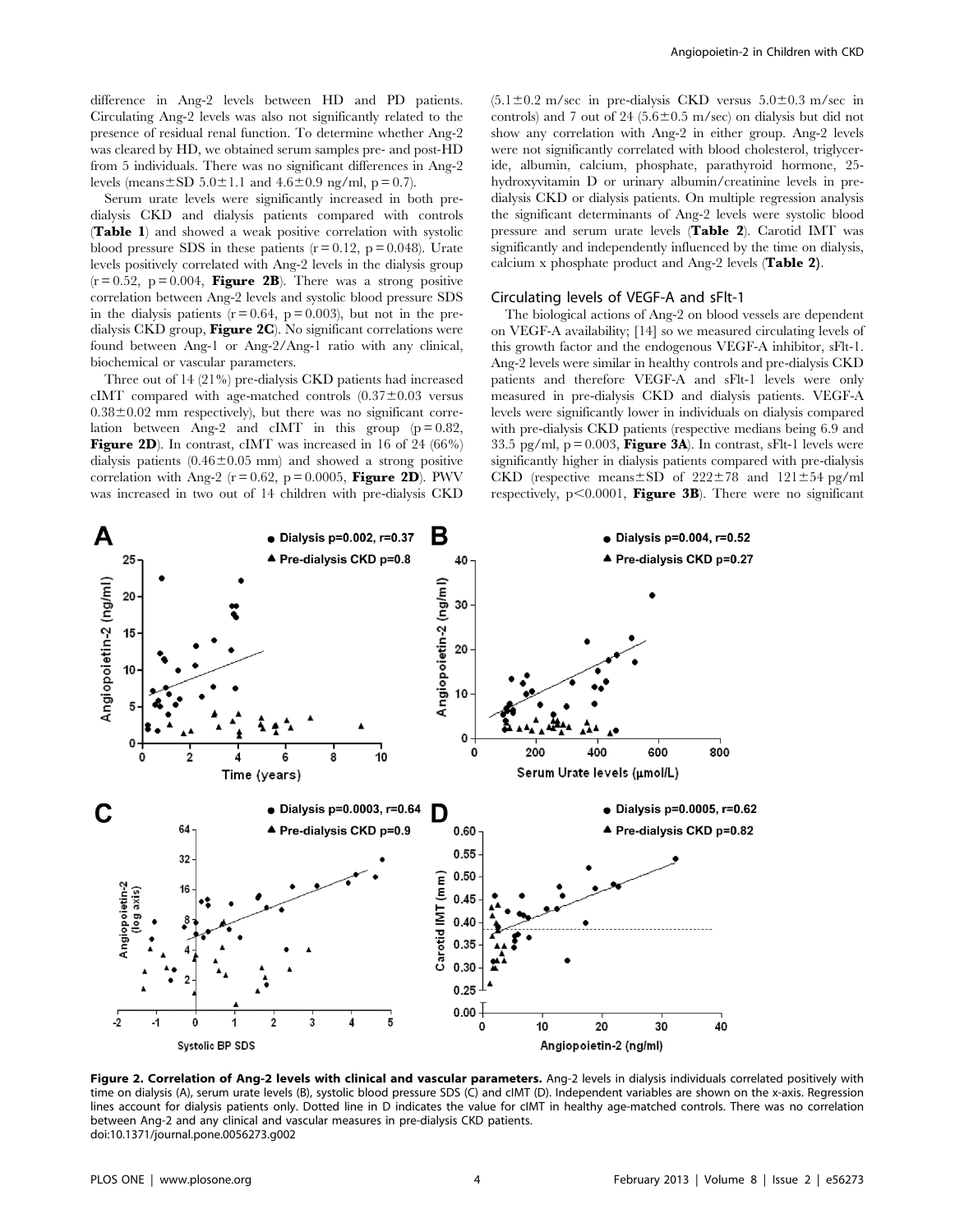difference in Ang-2 levels between HD and PD patients. Circulating Ang-2 levels was also not significantly related to the presence of residual renal function. To determine whether Ang-2 was cleared by HD, we obtained serum samples pre- and post-HD from 5 individuals. There was no significant differences in Ang-2 levels (means±SD 5.0±1.1 and 4.6±0.9 ng/ml, $p = 0.7$).

Serum urate levels were significantly increased in both pre-dialysis CKD and dialysis patients compared with controls (**Table 1**) and showed a weak positive correlation with systolic blood pressure SDS in these patients ($r = 0.12$, $p = 0.048$). Urate levels positively correlated with Ang-2 levels in the dialysis group ($r = 0.52$, $p = 0.004$, **Figure 2B**). There was a strong positive correlation between Ang-2 levels and systolic blood pressure SDS in the dialysis patients ($r = 0.64$, $p = 0.003$), but not in the pre-dialysis CKD group, **Figure 2C**. No significant correlations were found between Ang-1 or Ang-2/Ang-1 ratio with any clinical, biochemical or vascular parameters.

Three out of 14 (21%) pre-dialysis CKD patients had increased cIMT compared with age-matched controls (0.37±0.03 versus 0.38±0.02 mm respectively), but there was no significant correlation between Ang-2 and cIMT in this group ($p = 0.82$, **Figure 2D**). In contrast, cIMT was increased in 16 of 24 (66%) dialysis patients (0.46±0.05 mm) and showed a strong positive correlation with Ang-2 ($r = 0.62$, $p = 0.0005$, **Figure 2D**). PWV was increased in two out of 14 children with pre-dialysis CKD (5.1±0.2 m/sec in pre-dialysis CKD versus 5.0±0.3 m/sec in controls) and 7 out of 24 (5.6±0.5 m/sec) on dialysis but did not show any correlation with Ang-2 in either group. Ang-2 levels were not significantly correlated with blood cholesterol, triglyceride, albumin, calcium, phosphate, parathyroid hormone, 25-hydroxyvitamin D or urinary albumin/creatinine levels in pre-dialysis CKD or dialysis patients. On multiple regression analysis the significant determinants of Ang-2 levels were systolic blood pressure and serum urate levels (**Table 2**). Carotid IMT was significantly and independently influenced by the time on dialysis, calcium x phosphate product and Ang-2 levels (**Table 2**).

### Circulating levels of VEGF-A and sFlt-1

The biological actions of Ang-2 on blood vessels are dependent on VEGF-A availability; [14] so we measured circulating levels of this growth factor and the endogenous VEGF-A inhibitor, sFlt-1. Ang-2 levels were similar in healthy controls and pre-dialysis CKD patients and therefore VEGF-A and sFlt-1 levels were only measured in pre-dialysis CKD and dialysis patients. VEGF-A levels were significantly lower in individuals on dialysis compared with pre-dialysis CKD patients (respective medians being 6.9 and 33.5 pg/ml, $p = 0.003$, **Figure 3A**). In contrast, sFlt-1 levels were significantly higher in dialysis patients compared with pre-dialysis CKD (respective means±SD of 222±78 and 121±54 pg/ml respectively, $p < 0.0001$, **Figure 3B**). There were no significant

**Figure 2. Correlation of Ang-2 levels with clinical and vascular parameters.** Ang-2 levels in dialysis individuals correlated positively with time on dialysis (A), serum urate levels (B), systolic blood pressure SDS (C) and cIMT (D). Independent variables are shown on the x-axis. Regression lines account for dialysis patients only. Dotted line in D indicates the value for cIMT in healthy age-matched controls. There was no correlation between Ang-2 and any clinical and vascular measures in pre-dialysis CKD patients.
doi:10.1371/journal.pone.0056273.g002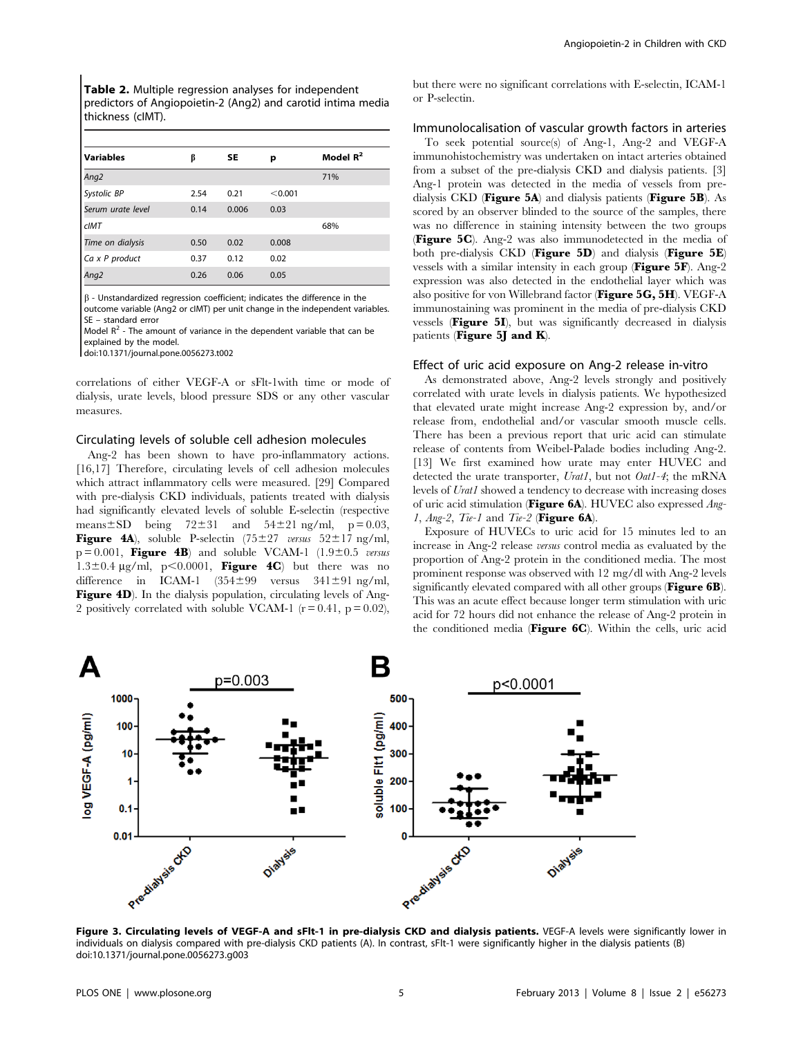**Table 2.** Multiple regression analyses for independent predictors of Angiopoietin-2 (Ang2) and carotid intima media thickness (cIMT).

| Variables | β | SE | p | Model $R^2$ |
|---|---|---|---|---|
| *Ang2* | | | | 71% |
| *Systolic BP* | 2.54 | 0.21 | <0.001 | |
| *Serum urate level* | 0.14 | 0.006 | 0.03 | |
| *cIMT* | | | | 68% |
| *Time on dialysis* | 0.50 | 0.02 | 0.008 | |
| *Ca x P product* | 0.37 | 0.12 | 0.02 | |
| *Ang2* | 0.26 | 0.06 | 0.05 | |

β - Unstandardized regression coefficient; indicates the difference in the outcome variable (Ang2 or cIMT) per unit change in the independent variables.
SE – standard error
Model $R^2$ - The amount of variance in the dependent variable that can be explained by the model.
doi:10.1371/journal.pone.0056273.t002

correlations of either VEGF-A or sFlt-1with time or mode of dialysis, urate levels, blood pressure SDS or any other vascular measures.

### Circulating levels of soluble cell adhesion molecules

Ang-2 has been shown to have pro-inflammatory actions. [16,17] Therefore, circulating levels of cell adhesion molecules which attract inflammatory cells were measured. [29] Compared with pre-dialysis CKD individuals, patients treated with dialysis had significantly elevated levels of soluble E-selectin (respective means±SD being 72±31 and 54±21 ng/ml, p = 0.03, **Figure 4A**), soluble P-selectin (75±27 *versus* 52±17 ng/ml, p = 0.001, **Figure 4B**) and soluble VCAM-1 (1.9±0.5 *versus* 1.3±0.4 μg/ml, p<0.0001, **Figure 4C**) but there was no difference in ICAM-1 (354±99 versus 341±91 ng/ml, **Figure 4D**). In the dialysis population, circulating levels of Ang-2 positively correlated with soluble VCAM-1 (r = 0.41, p = 0.02), but there were no significant correlations with E-selectin, ICAM-1 or P-selectin.

### Immunolocalisation of vascular growth factors in arteries

To seek potential source(s) of Ang-1, Ang-2 and VEGF-A immunohistochemistry was undertaken on intact arteries obtained from a subset of the pre-dialysis CKD and dialysis patients. [3] Ang-1 protein was detected in the media of vessels from pre-dialysis CKD (**Figure 5A**) and dialysis patients (**Figure 5B**). As scored by an observer blinded to the source of the samples, there was no difference in staining intensity between the two groups (**Figure 5C**). Ang-2 was also immunodetected in the media of both pre-dialysis CKD (**Figure 5D**) and dialysis (**Figure 5E**) vessels with a similar intensity in each group (**Figure 5F**). Ang-2 expression was also detected in the endothelial layer which was also positive for von Willebrand factor (**Figure 5G, 5H**). VEGF-A immunostaining was prominent in the media of pre-dialysis CKD vessels (**Figure 5I**), but was significantly decreased in dialysis patients (**Figure 5J and K**).

### Effect of uric acid exposure on Ang-2 release in-vitro

As demonstrated above, Ang-2 levels strongly and positively correlated with urate levels in dialysis patients. We hypothesized that elevated urate might increase Ang-2 expression by, and/or release from, endothelial and/or vascular smooth muscle cells. There has been a previous report that uric acid can stimulate release of contents from Weibel-Palade bodies including Ang-2. [13] We first examined how urate may enter HUVEC and detected the urate transporter, *Urat1*, but not *Oat1-4*; the mRNA levels of *Urat1* showed a tendency to decrease with increasing doses of uric acid stimulation (**Figure 6A**). HUVEC also expressed *Ang-1*, *Ang-2*, *Tie-1* and *Tie-2* (**Figure 6A**).

Exposure of HUVECs to uric acid for 15 minutes led to an increase in Ang-2 release *versus* control media as evaluated by the proportion of Ang-2 protein in the conditioned media. The most prominent response was observed with 12 mg/dl with Ang-2 levels significantly elevated compared with all other groups (**Figure 6B**). This was an acute effect because longer term stimulation with uric acid for 72 hours did not enhance the release of Ang-2 protein in the conditioned media (**Figure 6C**). Within the cells, uric acid

**Figure 3. Circulating levels of VEGF-A and sFlt-1 in pre-dialysis CKD and dialysis patients.** VEGF-A levels were significantly lower in individuals on dialysis compared with pre-dialysis CKD patients (A). In contrast, sFlt-1 were significantly higher in the dialysis patients (B)
doi:10.1371/journal.pone.0056273.g003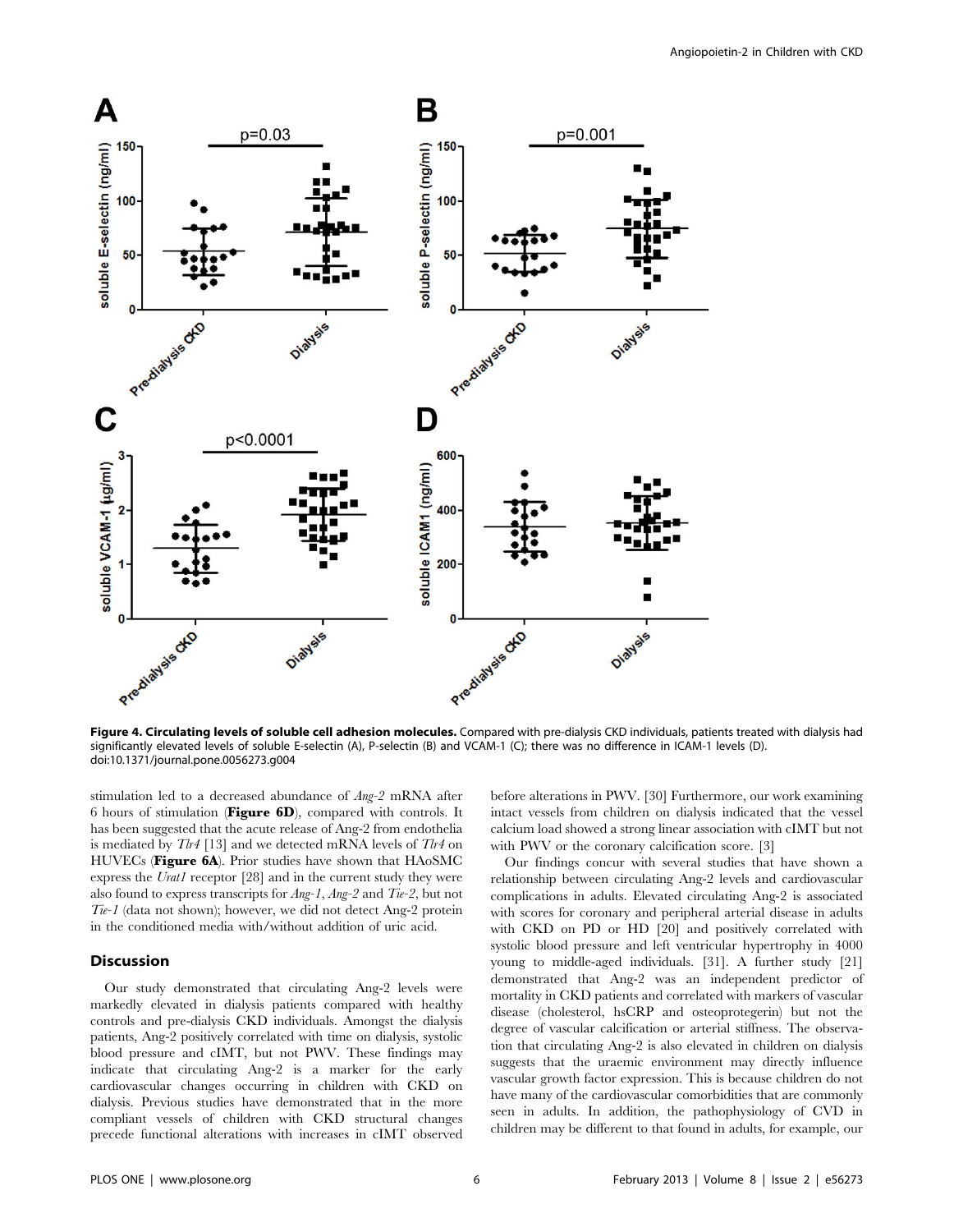**Figure 4. Circulating levels of soluble cell adhesion molecules.** Compared with pre-dialysis CKD individuals, patients treated with dialysis had significantly elevated levels of soluble E-selectin (A), P-selectin (B) and VCAM-1 (C); there was no difference in ICAM-1 levels (D).
doi:10.1371/journal.pone.0056273.g004

stimulation led to a decreased abundance of *Ang-2* mRNA after 6 hours of stimulation (**Figure 6D**), compared with controls. It has been suggested that the acute release of Ang-2 from endothelia is mediated by *Tlr4* [13] and we detected mRNA levels of *Tlr4* on HUVECs (**Figure 6A**). Prior studies have shown that HAoSMC express the *Urat1* receptor [28] and in the current study they were also found to express transcripts for *Ang-1*, *Ang-2* and *Tie-2*, but not *Tie-1* (data not shown); however, we did not detect Ang-2 protein in the conditioned media with/without addition of uric acid.

## Discussion

Our study demonstrated that circulating Ang-2 levels were markedly elevated in dialysis patients compared with healthy controls and pre-dialysis CKD individuals. Amongst the dialysis patients, Ang-2 positively correlated with time on dialysis, systolic blood pressure and cIMT, but not PWV. These findings may indicate that circulating Ang-2 is a marker for the early cardiovascular changes occurring in children with CKD on dialysis. Previous studies have demonstrated that in the more compliant vessels of children with CKD structural changes precede functional alterations with increases in cIMT observed before alterations in PWV. [30] Furthermore, our work examining intact vessels from children on dialysis indicated that the vessel calcium load showed a strong linear association with cIMT but not with PWV or the coronary calcification score. [3]

Our findings concur with several studies that have shown a relationship between circulating Ang-2 levels and cardiovascular complications in adults. Elevated circulating Ang-2 is associated with scores for coronary and peripheral arterial disease in adults with CKD on PD or HD [20] and positively correlated with systolic blood pressure and left ventricular hypertrophy in 4000 young to middle-aged individuals. [31]. A further study [21] demonstrated that Ang-2 was an independent predictor of mortality in CKD patients and correlated with markers of vascular disease (cholesterol, hsCRP and osteoprotegerin) but not the degree of vascular calcification or arterial stiffness. The observation that circulating Ang-2 is also elevated in children on dialysis suggests that the uraemic environment may directly influence vascular growth factor expression. This is because children do not have many of the cardiovascular comorbidities that are commonly seen in adults. In addition, the pathophysiology of CVD in children may be different to that found in adults, for example, our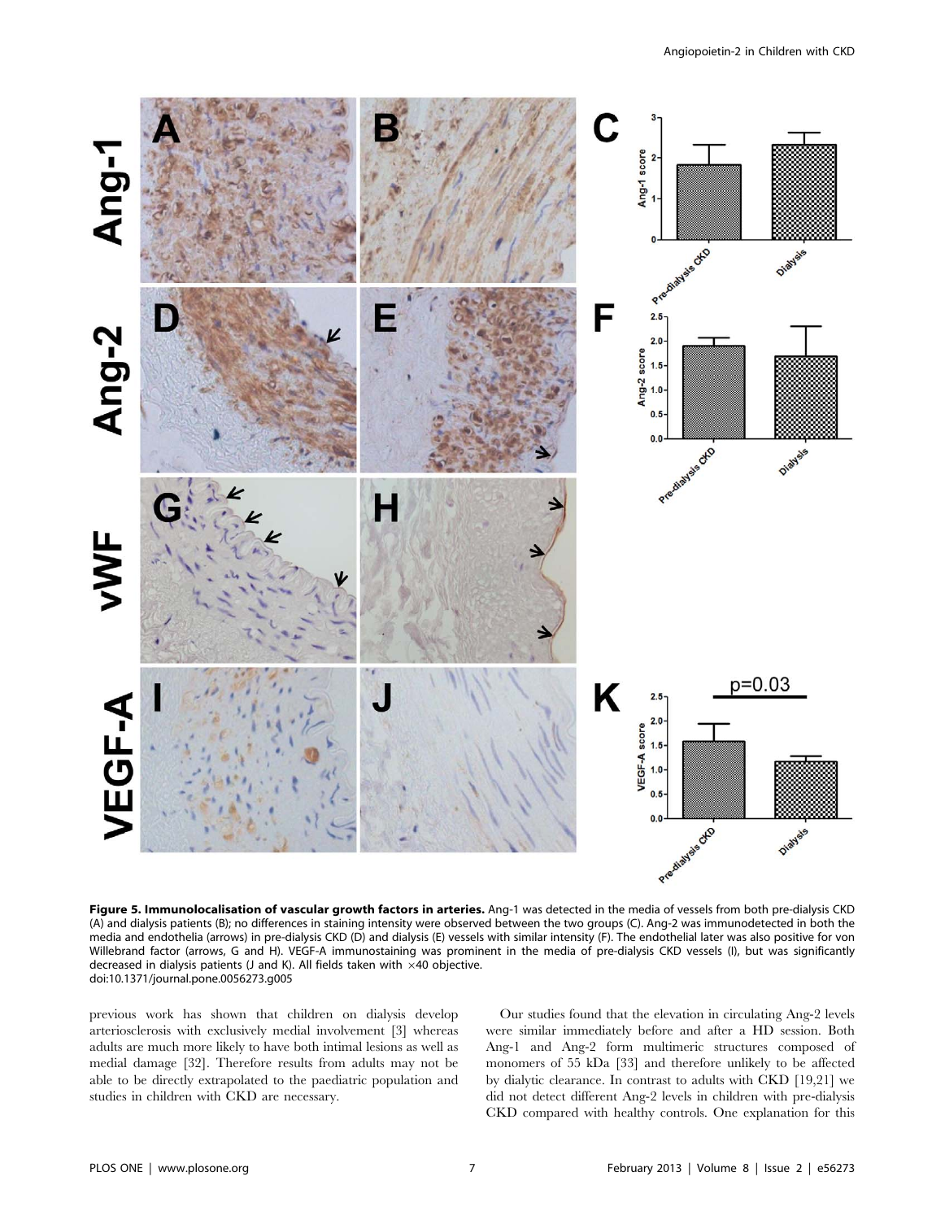**Figure 5. Immunolocalisation of vascular growth factors in arteries.** Ang-1 was detected in the media of vessels from both pre-dialysis CKD (A) and dialysis patients (B); no differences in staining intensity were observed between the two groups (C). Ang-2 was immunodetected in both the media and endothelia (arrows) in pre-dialysis CKD (D) and dialysis (E) vessels with similar intensity (F). The endothelial later was also positive for von Willebrand factor (arrows, G and H). VEGF-A immunostaining was prominent in the media of pre-dialysis CKD vessels (I), but was significantly decreased in dialysis patients (J and K). All fields taken with ×40 objective.
doi:10.1371/journal.pone.0056273.g005

previous work has shown that children on dialysis develop arteriosclerosis with exclusively medial involvement [3] whereas adults are much more likely to have both intimal lesions as well as medial damage [32]. Therefore results from adults may not be able to be directly extrapolated to the paediatric population and studies in children with CKD are necessary.

Our studies found that the elevation in circulating Ang-2 levels were similar immediately before and after a HD session. Both Ang-1 and Ang-2 form multimeric structures composed of monomers of 55 kDa [33] and therefore unlikely to be affected by dialytic clearance. In contrast to adults with CKD [19,21] we did not detect different Ang-2 levels in children with pre-dialysis CKD compared with healthy controls. One explanation for this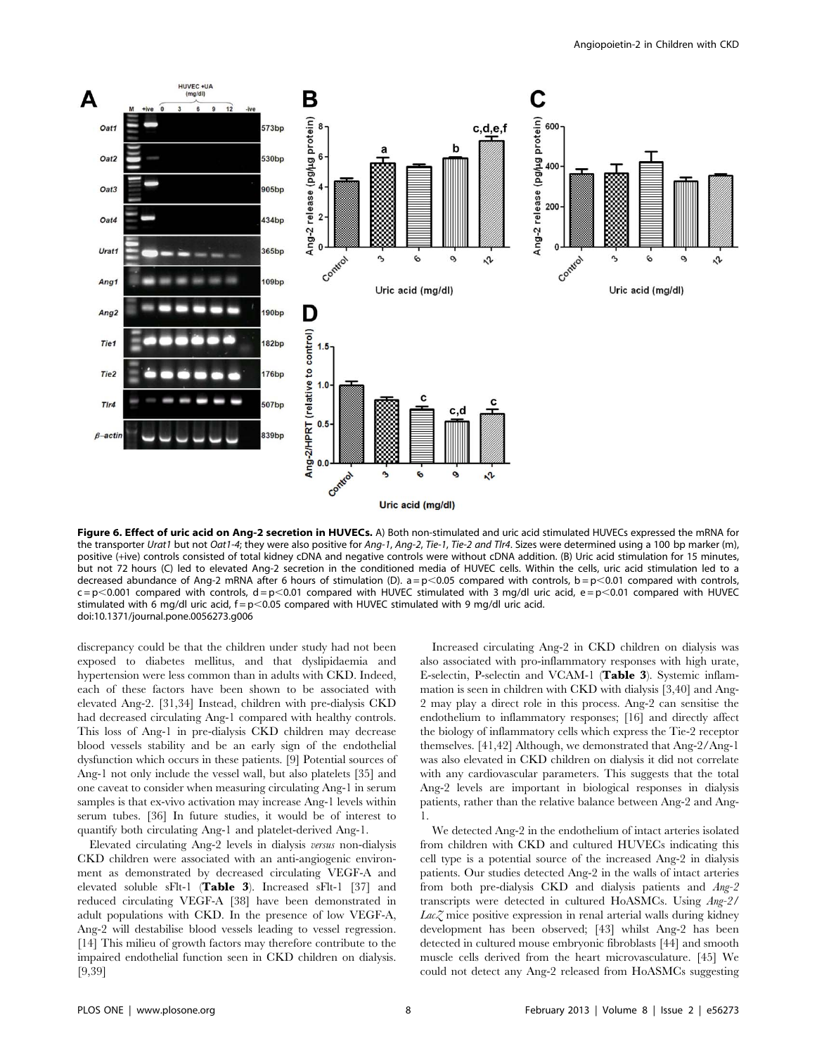**Figure 6. Effect of uric acid on Ang-2 secretion in HUVECs.** A) Both non-stimulated and uric acid stimulated HUVECs expressed the mRNA for the transporter *Urat1* but not *Oat1-4*; they were also positive for *Ang-1*, *Ang-2*, *Tie-1*, *Tie-2 and Tlr4*. Sizes were determined using a 100 bp marker (m), positive (+ive) controls consisted of total kidney cDNA and negative controls were without cDNA addition. (B) Uric acid stimulation for 15 minutes, but not 72 hours (C) led to elevated Ang-2 secretion in the conditioned media of HUVEC cells. Within the cells, uric acid stimulation led to a decreased abundance of Ang-2 mRNA after 6 hours of stimulation (D). a = $p<0.05$ compared with controls, b = $p<0.01$ compared with controls, c = $p<0.001$ compared with controls, d = $p<0.01$ compared with HUVEC stimulated with 3 mg/dl uric acid, e = $p<0.01$ compared with HUVEC stimulated with 6 mg/dl uric acid, f = $p<0.05$ compared with HUVEC stimulated with 9 mg/dl uric acid.
doi:10.1371/journal.pone.0056273.g006

discrepancy could be that the children under study had not been exposed to diabetes mellitus, and that dyslipidaemia and hypertension were less common than in adults with CKD. Indeed, each of these factors have been shown to be associated with elevated Ang-2. [31,34] Instead, children with pre-dialysis CKD had decreased circulating Ang-1 compared with healthy controls. This loss of Ang-1 in pre-dialysis CKD children may decrease blood vessels stability and be an early sign of the endothelial dysfunction which occurs in these patients. [9] Potential sources of Ang-1 not only include the vessel wall, but also platelets [35] and one caveat to consider when measuring circulating Ang-1 in serum samples is that ex-vivo activation may increase Ang-1 levels within serum tubes. [36] In future studies, it would be of interest to quantify both circulating Ang-1 and platelet-derived Ang-1.

Elevated circulating Ang-2 levels in dialysis *versus* non-dialysis CKD children were associated with an anti-angiogenic environment as demonstrated by decreased circulating VEGF-A and elevated soluble sFlt-1 (**Table 3**). Increased sFlt-1 [37] and reduced circulating VEGF-A [38] have been demonstrated in adult populations with CKD. In the presence of low VEGF-A, Ang-2 will destabilise blood vessels leading to vessel regression. [14] This milieu of growth factors may therefore contribute to the impaired endothelial function seen in CKD children on dialysis. [9,39]

Increased circulating Ang-2 in CKD children on dialysis was also associated with pro-inflammatory responses with high urate, E-selectin, P-selectin and VCAM-1 (**Table 3**). Systemic inflammation is seen in children with CKD with dialysis [3,40] and Ang-2 may play a direct role in this process. Ang-2 can sensitise the endothelium to inflammatory responses; [16] and directly affect the biology of inflammatory cells which express the Tie-2 receptor themselves. [41,42] Although, we demonstrated that Ang-2/Ang-1 was also elevated in CKD children on dialysis it did not correlate with any cardiovascular parameters. This suggests that the total Ang-2 levels are important in biological responses in dialysis patients, rather than the relative balance between Ang-2 and Ang-1.

We detected Ang-2 in the endothelium of intact arteries isolated from children with CKD and cultured HUVECs indicating this cell type is a potential source of the increased Ang-2 in dialysis patients. Our studies detected Ang-2 in the walls of intact arteries from both pre-dialysis CKD and dialysis patients and *Ang-2* transcripts were detected in cultured HoASMCs. Using *Ang-2/LacZ* mice positive expression in renal arterial walls during kidney development has been observed; [43] whilst Ang-2 has been detected in cultured mouse embryonic fibroblasts [44] and smooth muscle cells derived from the heart microvasculature. [45] We could not detect any Ang-2 released from HoASMCs suggesting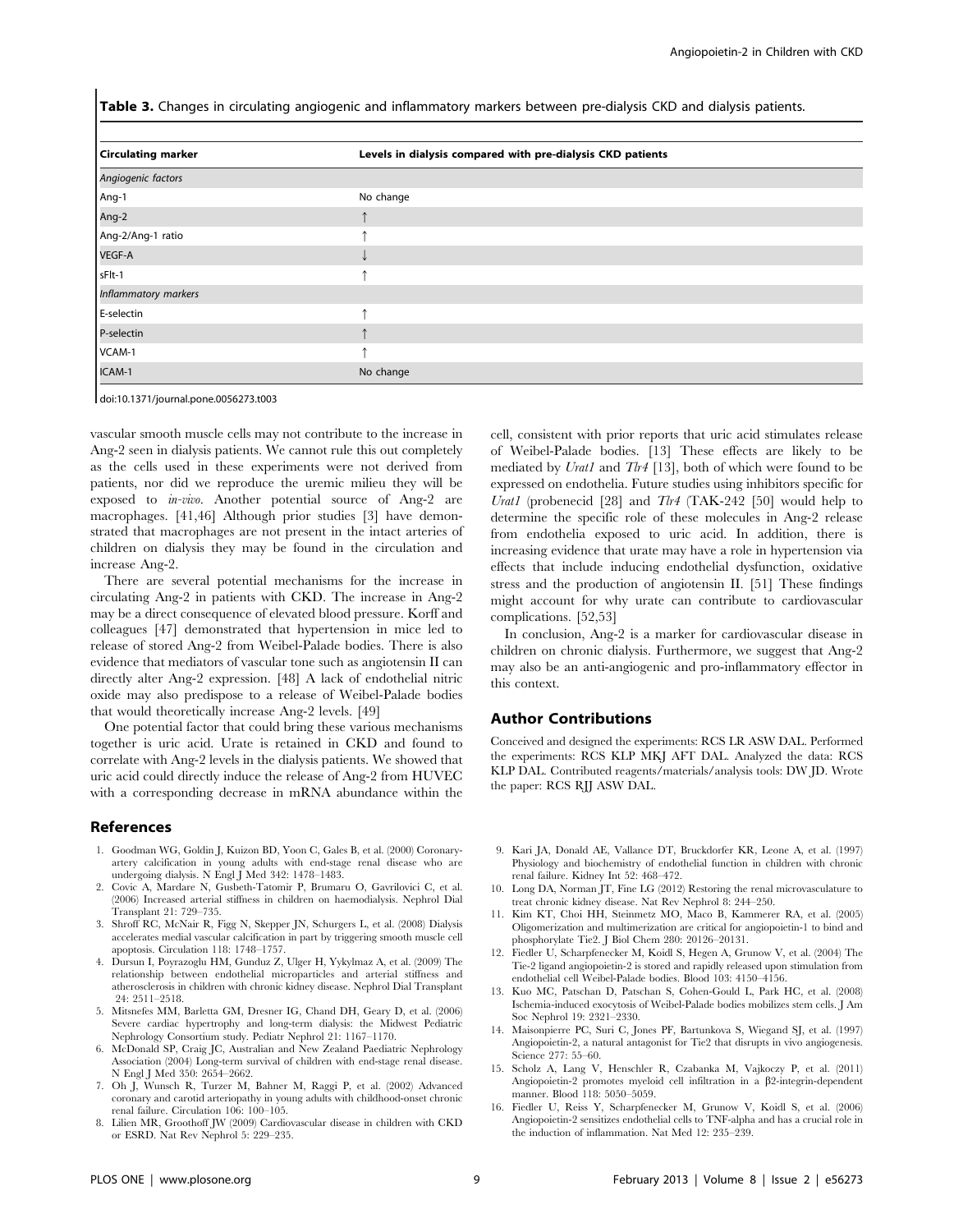**Table 3.** Changes in circulating angiogenic and inflammatory markers between pre-dialysis CKD and dialysis patients.

| Circulating marker | Levels in dialysis compared with pre-dialysis CKD patients |
|---|---|
| *Angiogenic factors* | |
| Ang-1 | No change |
| Ang-2 | ↑ |
| Ang-2/Ang-1 ratio | ↑ |
| VEGF-A | ↓ |
| sFlt-1 | ↑ |
| *Inflammatory markers* | |
| E-selectin | ↑ |
| P-selectin | ↑ |
| VCAM-1 | ↑ |
| ICAM-1 | No change |

doi:10.1371/journal.pone.0056273.t003

vascular smooth muscle cells may not contribute to the increase in Ang-2 seen in dialysis patients. We cannot rule this out completely as the cells used in these experiments were not derived from patients, nor did we reproduce the uremic milieu they will be exposed to *in-vivo*. Another potential source of Ang-2 are macrophages. [41,46] Although prior studies [3] have demonstrated that macrophages are not present in the intact arteries of children on dialysis they may be found in the circulation and increase Ang-2.

There are several potential mechanisms for the increase in circulating Ang-2 in patients with CKD. The increase in Ang-2 may be a direct consequence of elevated blood pressure. Korff and colleagues [47] demonstrated that hypertension in mice led to release of stored Ang-2 from Weibel-Palade bodies. There is also evidence that mediators of vascular tone such as angiotensin II can directly alter Ang-2 expression. [48] A lack of endothelial nitric oxide may also predispose to a release of Weibel-Palade bodies that would theoretically increase Ang-2 levels. [49]

One potential factor that could bring these various mechanisms together is uric acid. Urate is retained in CKD and found to correlate with Ang-2 levels in the dialysis patients. We showed that uric acid could directly induce the release of Ang-2 from HUVEC with a corresponding decrease in mRNA abundance within the cell, consistent with prior reports that uric acid stimulates release of Weibel-Palade bodies. [13] These effects are likely to be mediated by *Urat1* and *Tlr4* [13], both of which were found to be expressed on endothelia. Future studies using inhibitors specific for *Urat1* (probenecid [28] and *Tlr4* (TAK-242 [50] would help to determine the specific role of these molecules in Ang-2 release from endothelia exposed to uric acid. In addition, there is increasing evidence that urate may have a role in hypertension via effects that include inducing endothelial dysfunction, oxidative stress and the production of angiotensin II. [51] These findings might account for why urate can contribute to cardiovascular complications. [52,53]

In conclusion, Ang-2 is a marker for cardiovascular disease in children on chronic dialysis. Furthermore, we suggest that Ang-2 may also be an anti-angiogenic and pro-inflammatory effector in this context.

## Author Contributions

Conceived and designed the experiments: RCS LR ASW DAL. Performed the experiments: RCS KLP MKJ AFT DAL. Analyzed the data: RCS KLP DAL. Contributed reagents/materials/analysis tools: DW JD. Wrote the paper: RCS RJJ ASW DAL.

## References

1. Goodman WG, Goldin J, Kuizon BD, Yoon C, Gales B, et al. (2000) Coronary-artery calcification in young adults with end-stage renal disease who are undergoing dialysis. N Engl J Med 342: 1478–1483.
2. Covic A, Mardare N, Gusbeth-Tatomir P, Brumaru O, Gavrilovici C, et al. (2006) Increased arterial stiffness in children on haemodialysis. Nephrol Dial Transplant 21: 729–735.
3. Shroff RC, McNair R, Figg N, Skepper JN, Schurgers L, et al. (2008) Dialysis accelerates medial vascular calcification in part by triggering smooth muscle cell apoptosis. Circulation 118: 1748–1757.
4. Dursun I, Poyrazoglu HM, Gunduz Z, Ulger H, Yykylmaz A, et al. (2009) The relationship between endothelial microparticles and arterial stiffness and atherosclerosis in children with chronic kidney disease. Nephrol Dial Transplant 24: 2511–2518.
5. Mitsnefes MM, Barletta GM, Dresner IG, Chand DH, Geary D, et al. (2006) Severe cardiac hypertrophy and long-term dialysis: the Midwest Pediatric Nephrology Consortium study. Pediatr Nephrol 21: 1167–1170.
6. McDonald SP, Craig JC, Australian and New Zealand Paediatric Nephrology Association (2004) Long-term survival of children with end-stage renal disease. N Engl J Med 350: 2654–2662.
7. Oh J, Wunsch R, Turzer M, Bahner M, Raggi P, et al. (2002) Advanced coronary and carotid arteriopathy in young adults with childhood-onset chronic renal failure. Circulation 106: 100–105.
8. Lilien MR, Groothoff JW (2009) Cardiovascular disease in children with CKD or ESRD. Nat Rev Nephrol 5: 229–235.
9. Kari JA, Donald AE, Vallance DT, Bruckdorfer KR, Leone A, et al. (1997) Physiology and biochemistry of endothelial function in children with chronic renal failure. Kidney Int 52: 468–472.
10. Long DA, Norman JT, Fine LG (2012) Restoring the renal microvasculature to treat chronic kidney disease. Nat Rev Nephrol 8: 244–250.
11. Kim KT, Choi HH, Steinmetz MO, Maco B, Kammerer RA, et al. (2005) Oligomerization and multimerization are critical for angiopoietin-1 to bind and phosphorylate Tie2. J Biol Chem 280: 20126–20131.
12. Fiedler U, Scharpfenecker M, Koidl S, Hegen A, Grunow V, et al. (2004) The Tie-2 ligand angiopoietin-2 is stored and rapidly released upon stimulation from endothelial cell Weibel-Palade bodies. Blood 103: 4150–4156.
13. Kuo MC, Patschan D, Patschan S, Cohen-Gould L, Park HC, et al. (2008) Ischemia-induced exocytosis of Weibel-Palade bodies mobilizes stem cells. J Am Soc Nephrol 19: 2321–2330.
14. Maisonpierre PC, Suri C, Jones PF, Bartunkova S, Wiegand SJ, et al. (1997) Angiopoietin-2, a natural antagonist for Tie2 that disrupts in vivo angiogenesis. Science 277: 55–60.
15. Scholz A, Lang V, Henschler R, Czabanka M, Vajkoczy P, et al. (2011) Angiopoietin-2 promotes myeloid cell infiltration in a β2-integrin-dependent manner. Blood 118: 5050–5059.
16. Fiedler U, Reiss Y, Scharpfenecker M, Grunow V, Koidl S, et al. (2006) Angiopoietin-2 sensitizes endothelial cells to TNF-alpha and has a crucial role in the induction of inflammation. Nat Med 12: 235–239.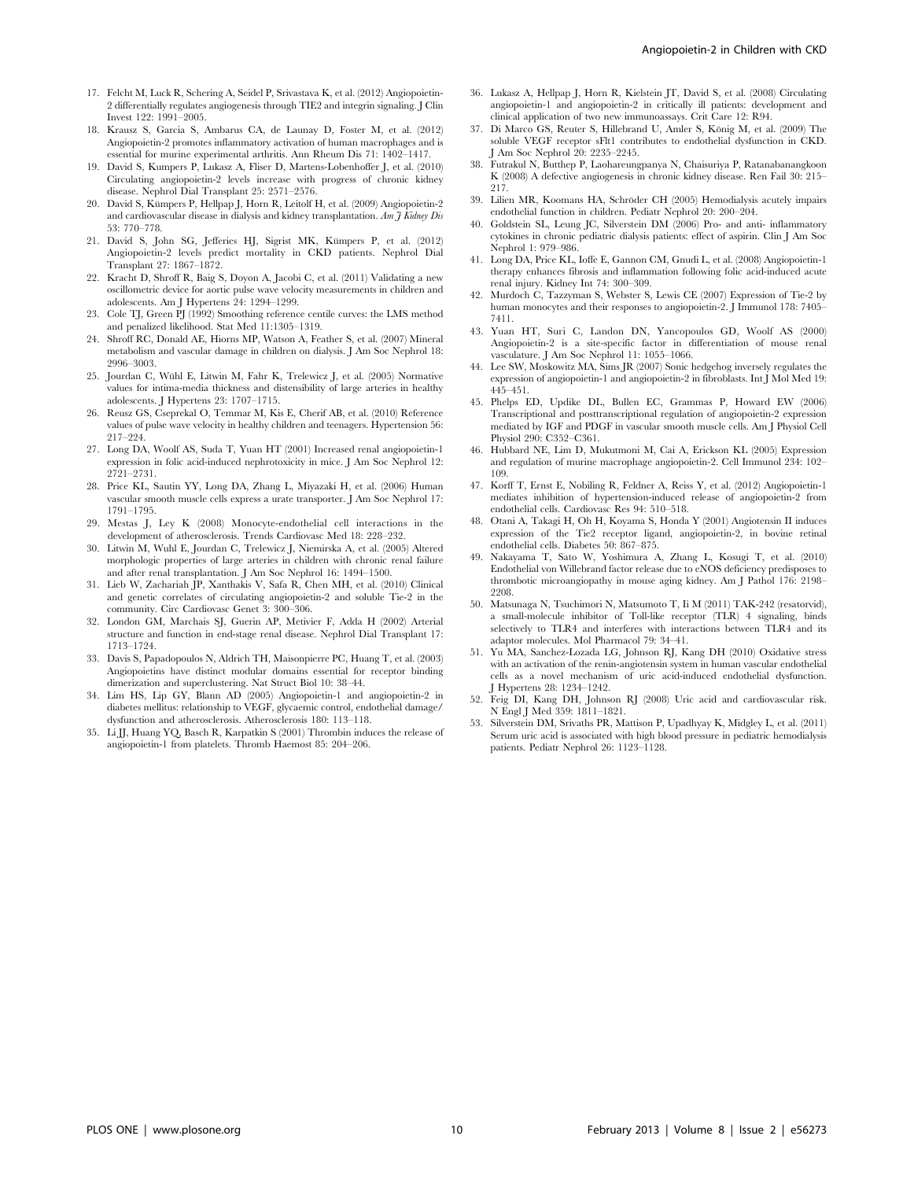17. Felcht M, Luck R, Schering A, Seidel P, Srivastava K, et al. (2012) Angiopoietin-2 differentially regulates angiogenesis through TIE2 and integrin signaling. J Clin Invest 122: 1991–2005.
18. Krausz S, Garcia S, Ambarus CA, de Launay D, Foster M, et al. (2012) Angiopoietin-2 promotes inflammatory activation of human macrophages and is essential for murine experimental arthritis. Ann Rheum Dis 71: 1402–1417.
19. David S, Kumpers P, Lukasz A, Fliser D, Martens-Lobenhoffer J, et al. (2010) Circulating angiopoietin-2 levels increase with progress of chronic kidney disease. Nephrol Dial Transplant 25: 2571–2576.
20. David S, Kümpers P, Hellpap J, Horn R, Leitolf H, et al. (2009) Angiopoietin-2 and cardiovascular disease in dialysis and kidney transplantation. *Am J Kidney Dis* 53: 770–778.
21. David S, John SG, Jefferies HJ, Sigrist MK, Kümpers P, et al. (2012) Angiopoietin-2 levels predict mortality in CKD patients. Nephrol Dial Transplant 27: 1867–1872.
22. Kracht D, Shroff R, Baig S, Doyon A, Jacobi C, et al. (2011) Validating a new oscillometric device for aortic pulse wave velocity measurements in children and adolescents. Am J Hypertens 24: 1294–1299.
23. Cole TJ, Green PJ (1992) Smoothing reference centile curves: the LMS method and penalized likelihood. Stat Med 11:1305–1319.
24. Shroff RC, Donald AE, Hiorns MP, Watson A, Feather S, et al. (2007) Mineral metabolism and vascular damage in children on dialysis. J Am Soc Nephrol 18: 2996–3003.
25. Jourdan C, Wühl E, Litwin M, Fahr K, Trelewicz J, et al. (2005) Normative values for intima-media thickness and distensibility of large arteries in healthy adolescents. J Hypertens 23: 1707–1715.
26. Reusz GS, Cseprekal O, Temmar M, Kis E, Cherif AB, et al. (2010) Reference values of pulse wave velocity in healthy children and teenagers. Hypertension 56: 217–224.
27. Long DA, Woolf AS, Suda T, Yuan HT (2001) Increased renal angiopoietin-1 expression in folic acid-induced nephrotoxicity in mice. J Am Soc Nephrol 12: 2721–2731.
28. Price KL, Sautin YY, Long DA, Zhang L, Miyazaki H, et al. (2006) Human vascular smooth muscle cells express a urate transporter. J Am Soc Nephrol 17: 1791–1795.
29. Mestas J, Ley K (2008) Monocyte-endothelial cell interactions in the development of atherosclerosis. Trends Cardiovasc Med 18: 228–232.
30. Litwin M, Wuhl E, Jourdan C, Trelewicz J, Niemirska A, et al. (2005) Altered morphologic properties of large arteries in children with chronic renal failure and after renal transplantation. J Am Soc Nephrol 16: 1494–1500.
31. Lieb W, Zachariah JP, Xanthakis V, Safa R, Chen MH, et al. (2010) Clinical and genetic correlates of circulating angiopoietin-2 and soluble Tie-2 in the community. Circ Cardiovasc Genet 3: 300–306.
32. London GM, Marchais SJ, Guerin AP, Metivier F, Adda H (2002) Arterial structure and function in end-stage renal disease. Nephrol Dial Transplant 17: 1713–1724.
33. Davis S, Papadopoulos N, Aldrich TH, Maisonpierre PC, Huang T, et al. (2003) Angiopoietins have distinct modular domains essential for receptor binding dimerization and superclustering. Nat Struct Biol 10: 38–44.
34. Lim HS, Lip GY, Blann AD (2005) Angiopoietin-1 and angiopoietin-2 in diabetes mellitus: relationship to VEGF, glycaemic control, endothelial damage/dysfunction and atherosclerosis. Atherosclerosis 180: 113–118.
35. Li JJ, Huang YQ, Basch R, Karpatkin S (2001) Thrombin induces the release of angiopoietin-1 from platelets. Thromb Haemost 85: 204–206.
36. Lukasz A, Hellpap J, Horn R, Kielstein JT, David S, et al. (2008) Circulating angiopoietin-1 and angiopoietin-2 in critically ill patients: development and clinical application of two new immunoassays. Crit Care 12: R94.
37. Di Marco GS, Reuter S, Hillebrand U, Amler S, König M, et al. (2009) The soluble VEGF receptor sFlt1 contributes to endothelial dysfunction in CKD. J Am Soc Nephrol 20: 2235–2245.
38. Futrakul N, Butthep P, Laohareungpanya N, Chaisuriya P, Ratanabanangkoon K (2008) A defective angiogenesis in chronic kidney disease. Ren Fail 30: 215–217.
39. Lilien MR, Koomans HA, Schröder CH (2005) Hemodialysis acutely impairs endothelial function in children. Pediatr Nephrol 20: 200–204.
40. Goldstein SL, Leung JC, Silverstein DM (2006) Pro- and anti- inflammatory cytokines in chronic pediatric dialysis patients: effect of aspirin. Clin J Am Soc Nephrol 1: 979–986.
41. Long DA, Price KL, Ioffe E, Gannon CM, Gnudi L, et al. (2008) Angiopoietin-1 therapy enhances fibrosis and inflammation following folic acid-induced acute renal injury. Kidney Int 74: 300–309.
42. Murdoch C, Tazzyman S, Webster S, Lewis CE (2007) Expression of Tie-2 by human monocytes and their responses to angiopoietin-2. J Immunol 178: 7405–7411.
43. Yuan HT, Suri C, Landon DN, Yancopoulos GD, Woolf AS (2000) Angiopoietin-2 is a site-specific factor in differentiation of mouse renal vasculature. J Am Soc Nephrol 11: 1055–1066.
44. Lee SW, Moskowitz MA, Sims JR (2007) Sonic hedgehog inversely regulates the expression of angiopoietin-1 and angiopoietin-2 in fibroblasts. Int J Mol Med 19: 445–451.
45. Phelps ED, Updike DL, Bullen EC, Grammas P, Howard EW (2006) Transcriptional and posttranscriptional regulation of angiopoietin-2 expression mediated by IGF and PDGF in vascular smooth muscle cells. Am J Physiol Cell Physiol 290: C352–C361.
46. Hubbard NE, Lim D, Mukutmoni M, Cai A, Erickson KL (2005) Expression and regulation of murine macrophage angiopoietin-2. Cell Immunol 234: 102–109.
47. Korff T, Ernst E, Nobiling R, Feldner A, Reiss Y, et al. (2012) Angiopoietin-1 mediates inhibition of hypertension-induced release of angiopoietin-2 from endothelial cells. Cardiovasc Res 94: 510–518.
48. Otani A, Takagi H, Oh H, Koyama S, Honda Y (2001) Angiotensin II induces expression of the Tie2 receptor ligand, angiopoietin-2, in bovine retinal endothelial cells. Diabetes 50: 867–875.
49. Nakayama T, Sato W, Yoshimura A, Zhang L, Kosugi T, et al. (2010) Endothelial von Willebrand factor release due to eNOS deficiency predisposes to thrombotic microangiopathy in mouse aging kidney. Am J Pathol 176: 2198–2208.
50. Matsunaga N, Tsuchimori N, Matsumoto T, Ii M (2011) TAK-242 (resatorvid), a small-molecule inhibitor of Toll-like receptor (TLR) 4 signaling, binds selectively to TLR4 and interferes with interactions between TLR4 and its adaptor molecules. Mol Pharmacol 79: 34–41.
51. Yu MA, Sanchez-Lozada LG, Johnson RJ, Kang DH (2010) Oxidative stress with an activation of the renin-angiotensin system in human vascular endothelial cells as a novel mechanism of uric acid-induced endothelial dysfunction. J Hypertens 28: 1234–1242.
52. Feig DI, Kang DH, Johnson RJ (2008) Uric acid and cardiovascular risk. N Engl J Med 359: 1811–1821.
53. Silverstein DM, Srivaths PR, Mattison P, Upadhyay K, Midgley L, et al. (2011) Serum uric acid is associated with high blood pressure in pediatric hemodialysis patients. Pediatr Nephrol 26: 1123–1128.